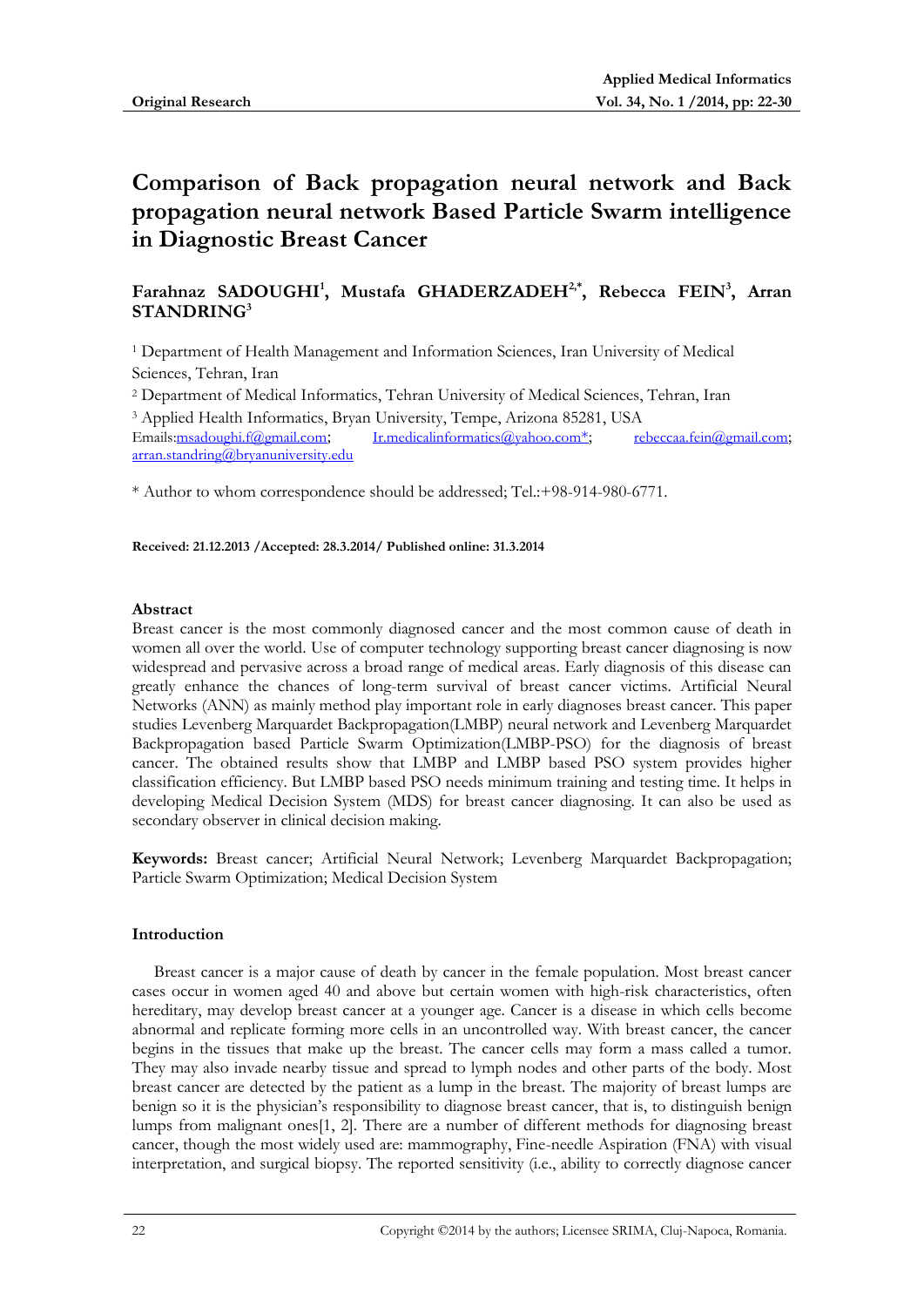**Original Research**

# Comparison of Back propagation neural network and Back propagation neural network Based Particle Swarm intelligence in Diagnostic Breast Cancer

**Farahnaz SADOUGHI[1], Mustafa GHADERZADEH[2,*], Rebecca FEIN[3], Arran STANDRING[3]**

[1] Department of Health Management and Information Sciences, Iran University of Medical Sciences, Tehran, Iran

[2] Department of Medical Informatics, Tehran University of Medical Sciences, Tehran, Iran

[3] Applied Health Informatics, Bryan University, Tempe, Arizona 85281, USA

Emails: msadoughi.f@gmail.com; Ir.medicalinformatics@yahoo.com*; rebeccaa.fein@gmail.com; arran.standring@bryanuniversity.edu

* Author to whom correspondence should be addressed; Tel.:+98-914-980-6771.

**Received: 21.12.2013 /Accepted: 28.3.2014/ Published online: 31.3.2014**

## Abstract

Breast cancer is the most commonly diagnosed cancer and the most common cause of death in women all over the world. Use of computer technology supporting breast cancer diagnosing is now widespread and pervasive across a broad range of medical areas. Early diagnosis of this disease can greatly enhance the chances of long-term survival of breast cancer victims. Artificial Neural Networks (ANN) as mainly method play important role in early diagnoses breast cancer. This paper studies Levenberg Marquardet Backpropagation(LMBP) neural network and Levenberg Marquardet Backpropagation based Particle Swarm Optimization(LMBP-PSO) for the diagnosis of breast cancer. The obtained results show that LMBP and LMBP based PSO system provides higher classification efficiency. But LMBP based PSO needs minimum training and testing time. It helps in developing Medical Decision System (MDS) for breast cancer diagnosing. It can also be used as secondary observer in clinical decision making.

**Keywords:** Breast cancer; Artificial Neural Network; Levenberg Marquardet Backpropagation; Particle Swarm Optimization; Medical Decision System

## Introduction

Breast cancer is a major cause of death by cancer in the female population. Most breast cancer cases occur in women aged 40 and above but certain women with high-risk characteristics, often hereditary, may develop breast cancer at a younger age. Cancer is a disease in which cells become abnormal and replicate forming more cells in an uncontrolled way. With breast cancer, the cancer begins in the tissues that make up the breast. The cancer cells may form a mass called a tumor. They may also invade nearby tissue and spread to lymph nodes and other parts of the body. Most breast cancer are detected by the patient as a lump in the breast. The majority of breast lumps are benign so it is the physician's responsibility to diagnose breast cancer, that is, to distinguish benign lumps from malignant ones[1, 2]. There are a number of different methods for diagnosing breast cancer, though the most widely used are: mammography, Fine-needle Aspiration (FNA) with visual interpretation, and surgical biopsy. The reported sensitivity (i.e., ability to correctly diagnose cancer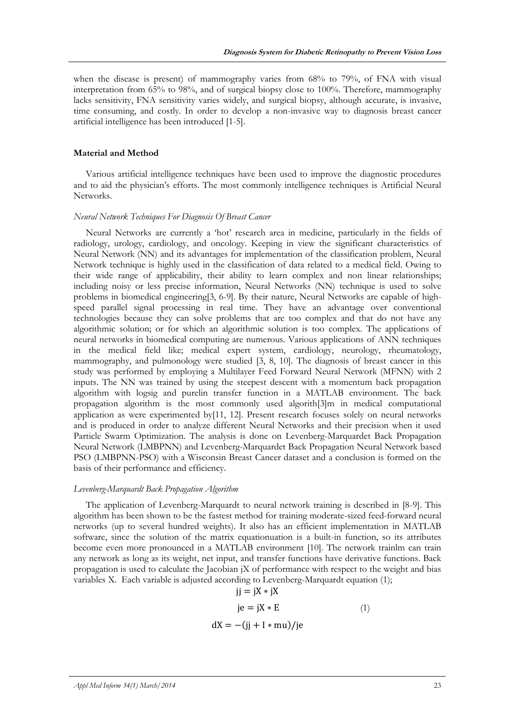when the disease is present) of mammography varies from 68% to 79%, of FNA with visual interpretation from 65% to 98%, and of surgical biopsy close to 100%. Therefore, mammography lacks sensitivity, FNA sensitivity varies widely, and surgical biopsy, although accurate, is invasive, time consuming, and costly. In order to develop a non-invasive way to diagnosis breast cancer artificial intelligence has been introduced [1-5].

## Material and Method

Various artificial intelligence techniques have been used to improve the diagnostic procedures and to aid the physician's efforts. The most commonly intelligence techniques is Artificial Neural Networks.

### *Neural Network Techniques For Diagnosis Of Breast Cancer*

Neural Networks are currently a 'hot' research area in medicine, particularly in the fields of radiology, urology, cardiology, and oncology. Keeping in view the significant characteristics of Neural Network (NN) and its advantages for implementation of the classification problem, Neural Network technique is highly used in the classification of data related to a medical field. Owing to their wide range of applicability, their ability to learn complex and non linear relationships; including noisy or less precise information, Neural Networks (NN) technique is used to solve problems in biomedical engineering[3, 6-9]. By their nature, Neural Networks are capable of high-speed parallel signal processing in real time. They have an advantage over conventional technologies because they can solve problems that are too complex and that do not have any algorithmic solution; or for which an algorithmic solution is too complex. The applications of neural networks in biomedical computing are numerous. Various applications of ANN techniques in the medical field like; medical expert system, cardiology, neurology, rheumatology, mammography, and pulmonology were studied [3, 8, 10]. The diagnosis of breast cancer in this study was performed by employing a Multilayer Feed Forward Neural Network (MFNN) with 2 inputs. The NN was trained by using the steepest descent with a momentum back propagation algorithm with logsig and purelin transfer function in a MATLAB environment. The back propagation algorithm is the most commonly used algorith[3]m in medical computational application as were experimented by[11, 12]. Present research focuses solely on neural networks and is produced in order to analyze different Neural Networks and their precision when it used Particle Swarm Optimization. The analysis is done on Levenberg-Marquardet Back Propagation Neural Network (LMBPNN) and Levenberg-Marquardet Back Propagation Neural Network based PSO (LMBPNN-PSO) with a Wisconsin Breast Cancer dataset and a conclusion is formed on the basis of their performance and efficiency.

### *Levenberg-Marquardt Back Propagation Algorithm*

The application of Levenberg-Marquardt to neural network training is described in [8-9]. This algorithm has been shown to be the fastest method for training moderate-sized feed-forward neural networks (up to several hundred weights). It also has an efficient implementation in MATLAB software, since the solution of the matrix equationuation is a built-in function, so its attributes become even more pronounced in a MATLAB environment [10]. The network trainlm can train any network as long as its weight, net input, and transfer functions have derivative functions. Back propagation is used to calculate the Jacobian jX of performance with respect to the weight and bias variables X. Each variable is adjusted according to Levenberg-Marquardt equation (1);

$$
\begin{aligned}
jj &= jX * jX \\
je &= jX * E \qquad (1) \\
dX &= -(jj + I * mu)/je
\end{aligned}
$$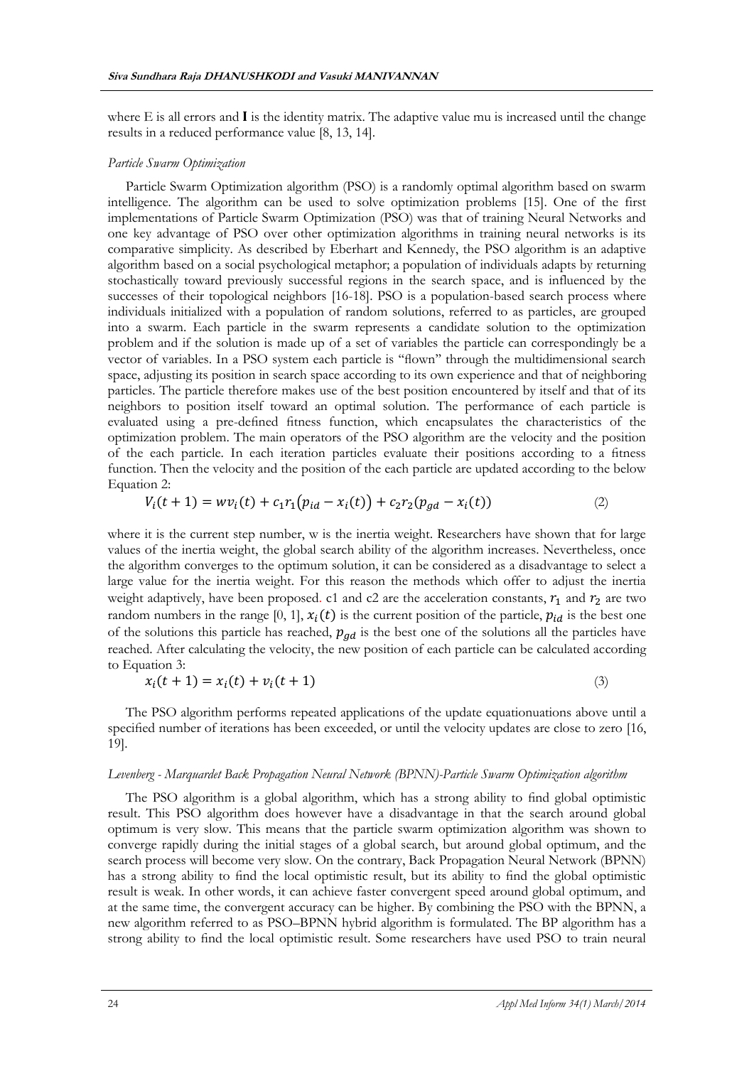where E is all errors and **I** is the identity matrix. The adaptive value mu is increased until the change results in a reduced performance value [8, 13, 14].

*Particle Swarm Optimization*

Particle Swarm Optimization algorithm (PSO) is a randomly optimal algorithm based on swarm intelligence. The algorithm can be used to solve optimization problems [15]. One of the first implementations of Particle Swarm Optimization (PSO) was that of training Neural Networks and one key advantage of PSO over other optimization algorithms in training neural networks is its comparative simplicity. As described by Eberhart and Kennedy, the PSO algorithm is an adaptive algorithm based on a social psychological metaphor; a population of individuals adapts by returning stochastically toward previously successful regions in the search space, and is influenced by the successes of their topological neighbors [16-18]. PSO is a population-based search process where individuals initialized with a population of random solutions, referred to as particles, are grouped into a swarm. Each particle in the swarm represents a candidate solution to the optimization problem and if the solution is made up of a set of variables the particle can correspondingly be a vector of variables. In a PSO system each particle is "flown" through the multidimensional search space, adjusting its position in search space according to its own experience and that of neighboring particles. The particle therefore makes use of the best position encountered by itself and that of its neighbors to position itself toward an optimal solution. The performance of each particle is evaluated using a pre-defined fitness function, which encapsulates the characteristics of the optimization problem. The main operators of the PSO algorithm are the velocity and the position of the each particle. In each iteration particles evaluate their positions according to a fitness function. Then the velocity and the position of the each particle are updated according to the below Equation 2:

$$V_i(t+1) = wv_i(t) + c_1r_1(p_{id} - x_i(t)) + c_2r_2(p_{gd} - x_i(t)) \quad (2)$$

where it is the current step number, w is the inertia weight. Researchers have shown that for large values of the inertia weight, the global search ability of the algorithm increases. Nevertheless, once the algorithm converges to the optimum solution, it can be considered as a disadvantage to select a large value for the inertia weight. For this reason the methods which offer to adjust the inertia weight adaptively, have been proposed. c1 and c2 are the acceleration constants, $r_1$ and $r_2$ are two random numbers in the range [0, 1], $x_i(t)$ is the current position of the particle, $p_{id}$ is the best one of the solutions this particle has reached, $p_{gd}$ is the best one of the solutions all the particles have reached. After calculating the velocity, the new position of each particle can be calculated according to Equation 3:

$$x_i(t+1) = x_i(t) + v_i(t+1) \quad (3)$$

The PSO algorithm performs repeated applications of the update equationuations above until a specified number of iterations has been exceeded, or until the velocity updates are close to zero [16, 19].

*Levenberg - Marquardet Back Propagation Neural Network (BPNN)-Particle Swarm Optimization algorithm*

The PSO algorithm is a global algorithm, which has a strong ability to find global optimistic result. This PSO algorithm does however have a disadvantage in that the search around global optimum is very slow. This means that the particle swarm optimization algorithm was shown to converge rapidly during the initial stages of a global search, but around global optimum, and the search process will become very slow. On the contrary, Back Propagation Neural Network (BPNN) has a strong ability to find the local optimistic result, but its ability to find the global optimistic result is weak. In other words, it can achieve faster convergent speed around global optimum, and at the same time, the convergent accuracy can be higher. By combining the PSO with the BPNN, a new algorithm referred to as PSO–BPNN hybrid algorithm is formulated. The BP algorithm has a strong ability to find the local optimistic result. Some researchers have used PSO to train neural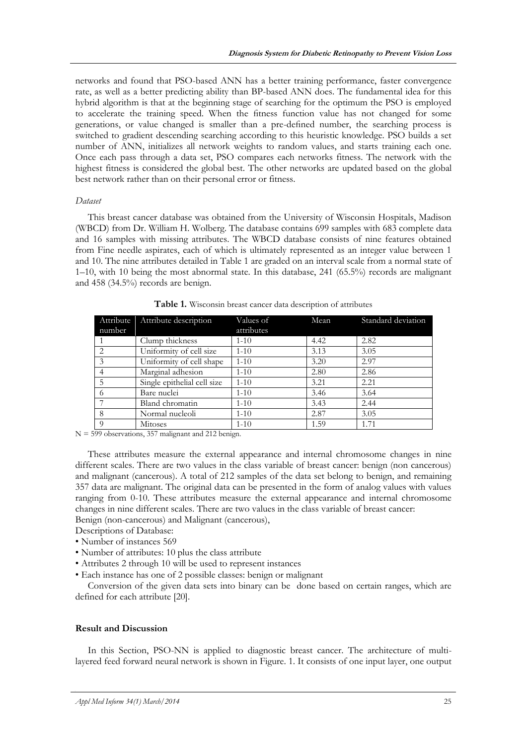networks and found that PSO-based ANN has a better training performance, faster convergence rate, as well as a better predicting ability than BP-based ANN does. The fundamental idea for this hybrid algorithm is that at the beginning stage of searching for the optimum the PSO is employed to accelerate the training speed. When the fitness function value has not changed for some generations, or value changed is smaller than a pre-defined number, the searching process is switched to gradient descending searching according to this heuristic knowledge. PSO builds a set number of ANN, initializes all network weights to random values, and starts training each one. Once each pass through a data set, PSO compares each networks fitness. The network with the highest fitness is considered the global best. The other networks are updated based on the global best network rather than on their personal error or fitness.

*Dataset*

This breast cancer database was obtained from the University of Wisconsin Hospitals, Madison (WBCD) from Dr. William H. Wolberg. The database contains 699 samples with 683 complete data and 16 samples with missing attributes. The WBCD database consists of nine features obtained from Fine needle aspirates, each of which is ultimately represented as an integer value between 1 and 10. The nine attributes detailed in Table 1 are graded on an interval scale from a normal state of 1–10, with 10 being the most abnormal state. In this database, 241 (65.5%) records are malignant and 458 (34.5%) records are benign.

**Table 1.** Wisconsin breast cancer data description of attributes

| Attribute number | Attribute description | Values of attributes | Mean | Standard deviation |
|---|---|---|---|---|
| 1 | Clump thickness | 1-10 | 4.42 | 2.82 |
| 2 | Uniformity of cell size | 1-10 | 3.13 | 3.05 |
| 3 | Uniformity of cell shape | 1-10 | 3.20 | 2.97 |
| 4 | Marginal adhesion | 1-10 | 2.80 | 2.86 |
| 5 | Single epithelial cell size | 1-10 | 3.21 | 2.21 |
| 6 | Bare nuclei | 1-10 | 3.46 | 3.64 |
| 7 | Bland chromatin | 1-10 | 3.43 | 2.44 |
| 8 | Normal nucleoli | 1-10 | 2.87 | 3.05 |
| 9 | Mitoses | 1-10 | 1.59 | 1.71 |

N = 599 observations, 357 malignant and 212 benign.

These attributes measure the external appearance and internal chromosome changes in nine different scales. There are two values in the class variable of breast cancer: benign (non cancerous) and malignant (cancerous). A total of 212 samples of the data set belong to benign, and remaining 357 data are malignant. The original data can be presented in the form of analog values with values ranging from 0-10. These attributes measure the external appearance and internal chromosome changes in nine different scales. There are two values in the class variable of breast cancer: Benign (non-cancerous) and Malignant (cancerous),

Descriptions of Database:

- Number of instances 569
- Number of attributes: 10 plus the class attribute
- Attributes 2 through 10 will be used to represent instances
- Each instance has one of 2 possible classes: benign or malignant

Conversion of the given data sets into binary can be done based on certain ranges, which are defined for each attribute [20].

## Result and Discussion

In this Section, PSO-NN is applied to diagnostic breast cancer. The architecture of multi-layered feed forward neural network is shown in Figure. 1. It consists of one input layer, one output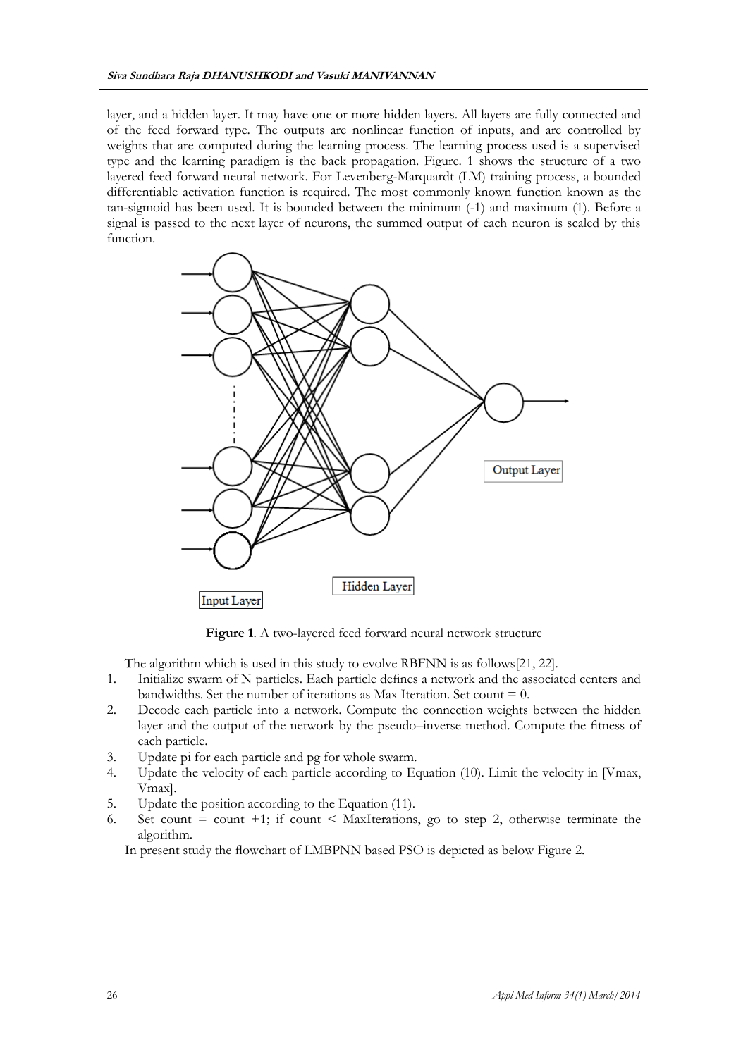layer, and a hidden layer. It may have one or more hidden layers. All layers are fully connected and of the feed forward type. The outputs are nonlinear function of inputs, and are controlled by weights that are computed during the learning process. The learning process used is a supervised type and the learning paradigm is the back propagation. Figure. 1 shows the structure of a two layered feed forward neural network. For Levenberg-Marquardt (LM) training process, a bounded differentiable activation function is required. The most commonly known function known as the tan-sigmoid has been used. It is bounded between the minimum (-1) and maximum (1). Before a signal is passed to the next layer of neurons, the summed output of each neuron is scaled by this function.

**Figure 1**. A two-layered feed forward neural network structure

The algorithm which is used in this study to evolve RBFNN is as follows[21, 22].

1. Initialize swarm of N particles. Each particle defines a network and the associated centers and bandwidths. Set the number of iterations as Max Iteration. Set count = 0.
2. Decode each particle into a network. Compute the connection weights between the hidden layer and the output of the network by the pseudo–inverse method. Compute the fitness of each particle.
3. Update pi for each particle and pg for whole swarm.
4. Update the velocity of each particle according to Equation (10). Limit the velocity in [Vmax, Vmax].
5. Update the position according to the Equation (11).
6. Set count = count +1; if count < MaxIterations, go to step 2, otherwise terminate the algorithm.

In present study the flowchart of LMBPNN based PSO is depicted as below Figure 2.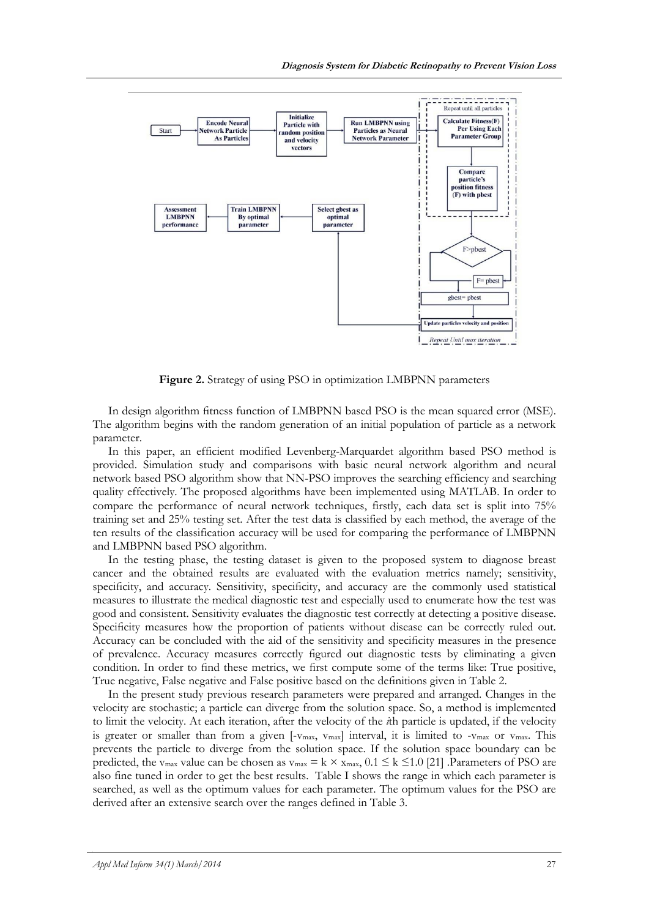**Figure 2.** Strategy of using PSO in optimization LMBPNN parameters

In design algorithm fitness function of LMBPNN based PSO is the mean squared error (MSE). The algorithm begins with the random generation of an initial population of particle as a network parameter.

In this paper, an efficient modified Levenberg-Marquardet algorithm based PSO method is provided. Simulation study and comparisons with basic neural network algorithm and neural network based PSO algorithm show that NN-PSO improves the searching efficiency and searching quality effectively. The proposed algorithms have been implemented using MATLAB. In order to compare the performance of neural network techniques, firstly, each data set is split into 75% training set and 25% testing set. After the test data is classified by each method, the average of the ten results of the classification accuracy will be used for comparing the performance of LMBPNN and LMBPNN based PSO algorithm.

In the testing phase, the testing dataset is given to the proposed system to diagnose breast cancer and the obtained results are evaluated with the evaluation metrics namely; sensitivity, specificity, and accuracy. Sensitivity, specificity, and accuracy are the commonly used statistical measures to illustrate the medical diagnostic test and especially used to enumerate how the test was good and consistent. Sensitivity evaluates the diagnostic test correctly at detecting a positive disease. Specificity measures how the proportion of patients without disease can be correctly ruled out. Accuracy can be concluded with the aid of the sensitivity and specificity measures in the presence of prevalence. Accuracy measures correctly figured out diagnostic tests by eliminating a given condition. In order to find these metrics, we first compute some of the terms like: True positive, True negative, False negative and False positive based on the definitions given in Table 2.

In the present study previous research parameters were prepared and arranged. Changes in the velocity are stochastic; a particle can diverge from the solution space. So, a method is implemented to limit the velocity. At each iteration, after the velocity of the *i*th particle is updated, if the velocity is greater or smaller than from a given [$-v_{max}$, $v_{max}$] interval, it is limited to $-v_{max}$ or $v_{max}$. This prevents the particle to diverge from the solution space. If the solution space boundary can be predicted, the $v_{max}$ value can be chosen as $v_{max} = k \times x_{max}$, $0.1 \leq k \leq 1.0$ [21] .Parameters of PSO are also fine tuned in order to get the best results. Table I shows the range in which each parameter is searched, as well as the optimum values for each parameter. The optimum values for the PSO are derived after an extensive search over the ranges defined in Table 3.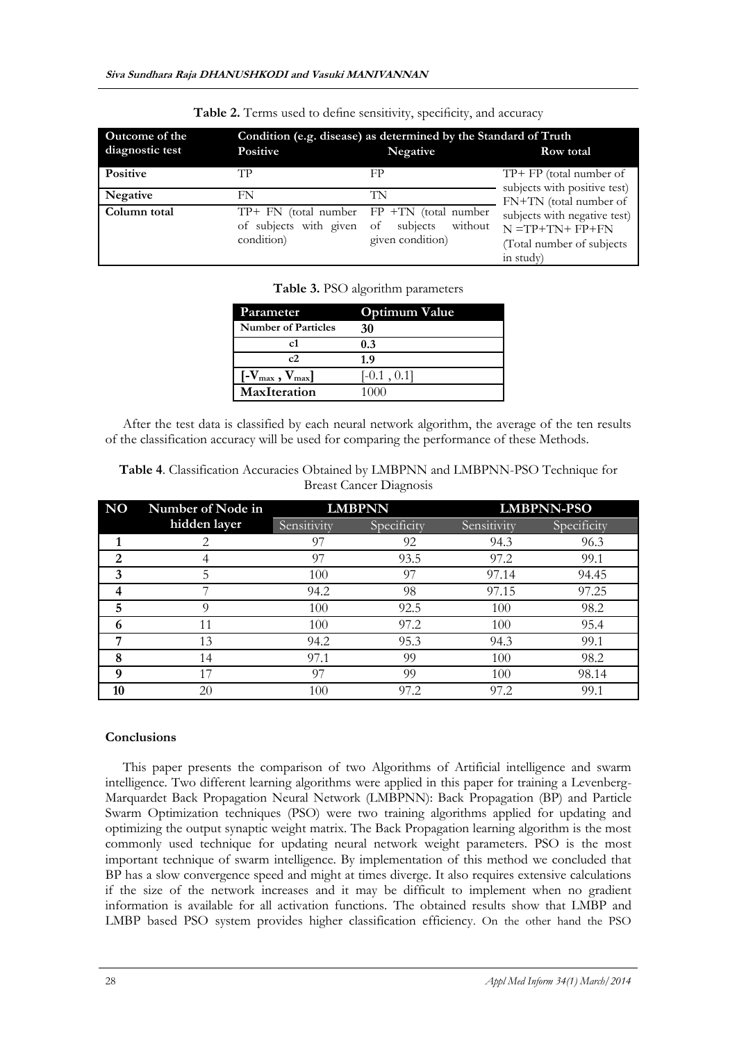**Table 2.** Terms used to define sensitivity, specificity, and accuracy

| Outcome of the diagnostic test | Condition (e.g. disease) as determined by the Standard of Truth | | |
|---|---|---|---|
| | Positive | Negative | Row total |
| Positive | TP | FP | TP+ FP (total number of subjects with positive test) |
| Negative | FN | TN | FN+TN (total number of subjects with negative test) |
| Column total | TP+ FN (total number of subjects with given condition) | FP +TN (total number of subjects without given condition) | N =TP+TN+ FP+FN (Total number of subjects in study) |

**Table 3.** PSO algorithm parameters

| Parameter | Optimum Value |
|---|---|
| Number of Particles | 30 |
| c1 | 0.3 |
| c2 | 1.9 |
| $[-V_{max}, V_{max}]$ | [-0.1 , 0.1] |
| MaxIteration | 1000 |

After the test data is classified by each neural network algorithm, the average of the ten results of the classification accuracy will be used for comparing the performance of these Methods.

**Table 4**. Classification Accuracies Obtained by LMBPNN and LMBPNN-PSO Technique for Breast Cancer Diagnosis

| NO | Number of Node in hidden layer | LMBPNN | | LMBPNN-PSO | |
|---|---|---|---|---|---|
| | | Sensitivity | Specificity | Sensitivity | Specificity |
| 1 | 2 | 97 | 92 | 94.3 | 96.3 |
| 2 | 4 | 97 | 93.5 | 97.2 | 99.1 |
| 3 | 5 | 100 | 97 | 97.14 | 94.45 |
| 4 | 7 | 94.2 | 98 | 97.15 | 97.25 |
| 5 | 9 | 100 | 92.5 | 100 | 98.2 |
| 6 | 11 | 100 | 97.2 | 100 | 95.4 |
| 7 | 13 | 94.2 | 95.3 | 94.3 | 99.1 |
| 8 | 14 | 97.1 | 99 | 100 | 98.2 |
| 9 | 17 | 97 | 99 | 100 | 98.14 |
| 10 | 20 | 100 | 97.2 | 97.2 | 99.1 |

## Conclusions

This paper presents the comparison of two Algorithms of Artificial intelligence and swarm intelligence. Two different learning algorithms were applied in this paper for training a Levenberg-Marquardet Back Propagation Neural Network (LMBPNN): Back Propagation (BP) and Particle Swarm Optimization techniques (PSO) were two training algorithms applied for updating and optimizing the output synaptic weight matrix. The Back Propagation learning algorithm is the most commonly used technique for updating neural network weight parameters. PSO is the most important technique of swarm intelligence. By implementation of this method we concluded that BP has a slow convergence speed and might at times diverge. It also requires extensive calculations if the size of the network increases and it may be difficult to implement when no gradient information is available for all activation functions. The obtained results show that LMBP and LMBP based PSO system provides higher classification efficiency. On the other hand the PSO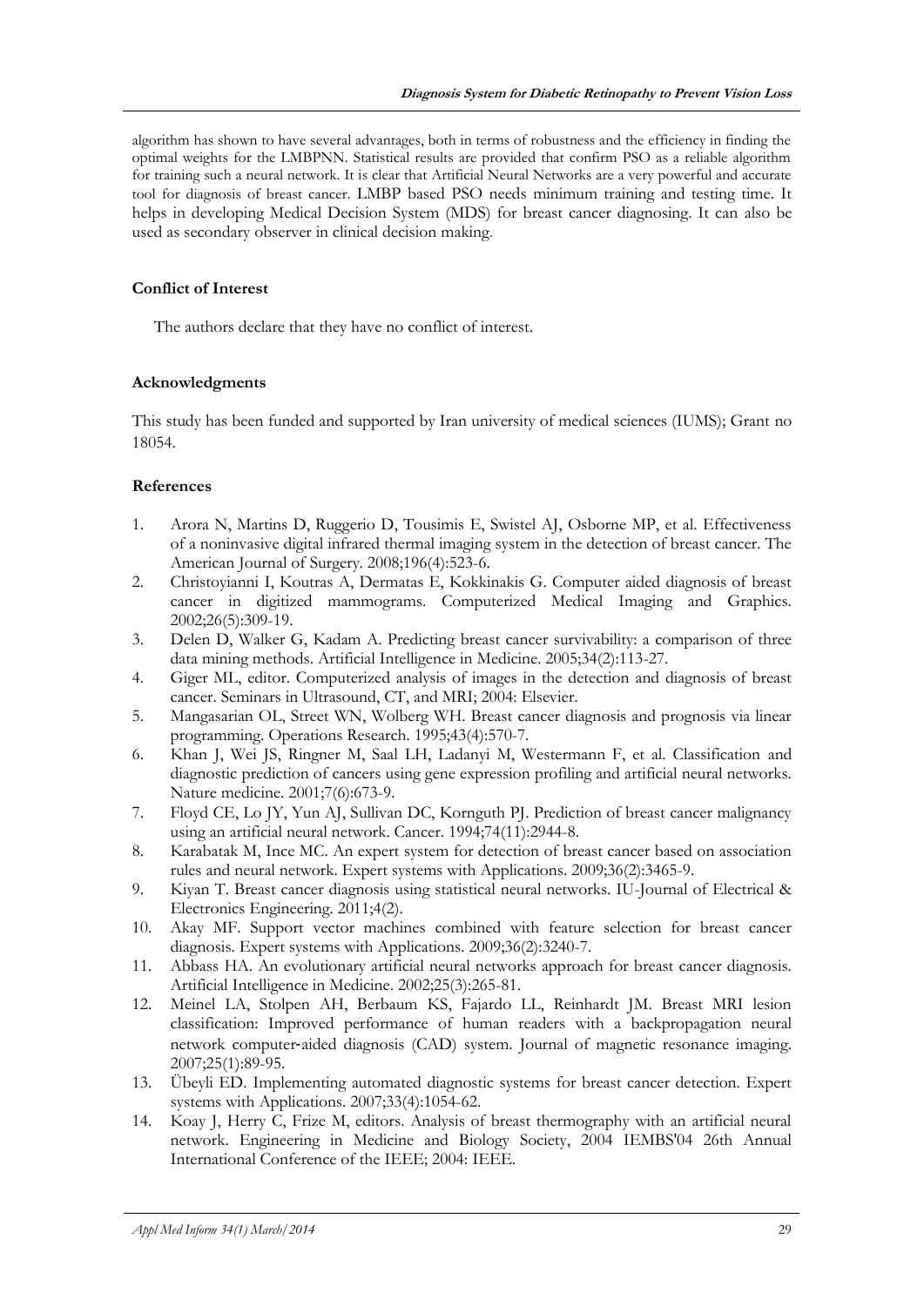algorithm has shown to have several advantages, both in terms of robustness and the efficiency in finding the optimal weights for the LMBPNN. Statistical results are provided that confirm PSO as a reliable algorithm for training such a neural network. It is clear that Artificial Neural Networks are a very powerful and accurate tool for diagnosis of breast cancer. LMBP based PSO needs minimum training and testing time. It helps in developing Medical Decision System (MDS) for breast cancer diagnosing. It can also be used as secondary observer in clinical decision making.

### Conflict of Interest

The authors declare that they have no conflict of interest.

### Acknowledgments

This study has been funded and supported by Iran university of medical sciences (IUMS); Grant no 18054.

### References

1. Arora N, Martins D, Ruggerio D, Tousimis E, Swistel AJ, Osborne MP, et al. Effectiveness of a noninvasive digital infrared thermal imaging system in the detection of breast cancer. The American Journal of Surgery. 2008;196(4):523-6.
2. Christoyianni I, Koutras A, Dermatas E, Kokkinakis G. Computer aided diagnosis of breast cancer in digitized mammograms. Computerized Medical Imaging and Graphics. 2002;26(5):309-19.
3. Delen D, Walker G, Kadam A. Predicting breast cancer survivability: a comparison of three data mining methods. Artificial Intelligence in Medicine. 2005;34(2):113-27.
4. Giger ML, editor. Computerized analysis of images in the detection and diagnosis of breast cancer. Seminars in Ultrasound, CT, and MRI; 2004: Elsevier.
5. Mangasarian OL, Street WN, Wolberg WH. Breast cancer diagnosis and prognosis via linear programming. Operations Research. 1995;43(4):570-7.
6. Khan J, Wei JS, Ringner M, Saal LH, Ladanyi M, Westermann F, et al. Classification and diagnostic prediction of cancers using gene expression profiling and artificial neural networks. Nature medicine. 2001;7(6):673-9.
7. Floyd CE, Lo JY, Yun AJ, Sullivan DC, Kornguth PJ. Prediction of breast cancer malignancy using an artificial neural network. Cancer. 1994;74(11):2944-8.
8. Karabatak M, Ince MC. An expert system for detection of breast cancer based on association rules and neural network. Expert systems with Applications. 2009;36(2):3465-9.
9. Kiyan T. Breast cancer diagnosis using statistical neural networks. IU-Journal of Electrical & Electronics Engineering. 2011;4(2).
10. Akay MF. Support vector machines combined with feature selection for breast cancer diagnosis. Expert systems with Applications. 2009;36(2):3240-7.
11. Abbass HA. An evolutionary artificial neural networks approach for breast cancer diagnosis. Artificial Intelligence in Medicine. 2002;25(3):265-81.
12. Meinel LA, Stolpen AH, Berbaum KS, Fajardo LL, Reinhardt JM. Breast MRI lesion classification: Improved performance of human readers with a backpropagation neural network computer‐aided diagnosis (CAD) system. Journal of magnetic resonance imaging. 2007;25(1):89-95.
13. Übeyli ED. Implementing automated diagnostic systems for breast cancer detection. Expert systems with Applications. 2007;33(4):1054-62.
14. Koay J, Herry C, Frize M, editors. Analysis of breast thermography with an artificial neural network. Engineering in Medicine and Biology Society, 2004 IEMBS'04 26th Annual International Conference of the IEEE; 2004: IEEE.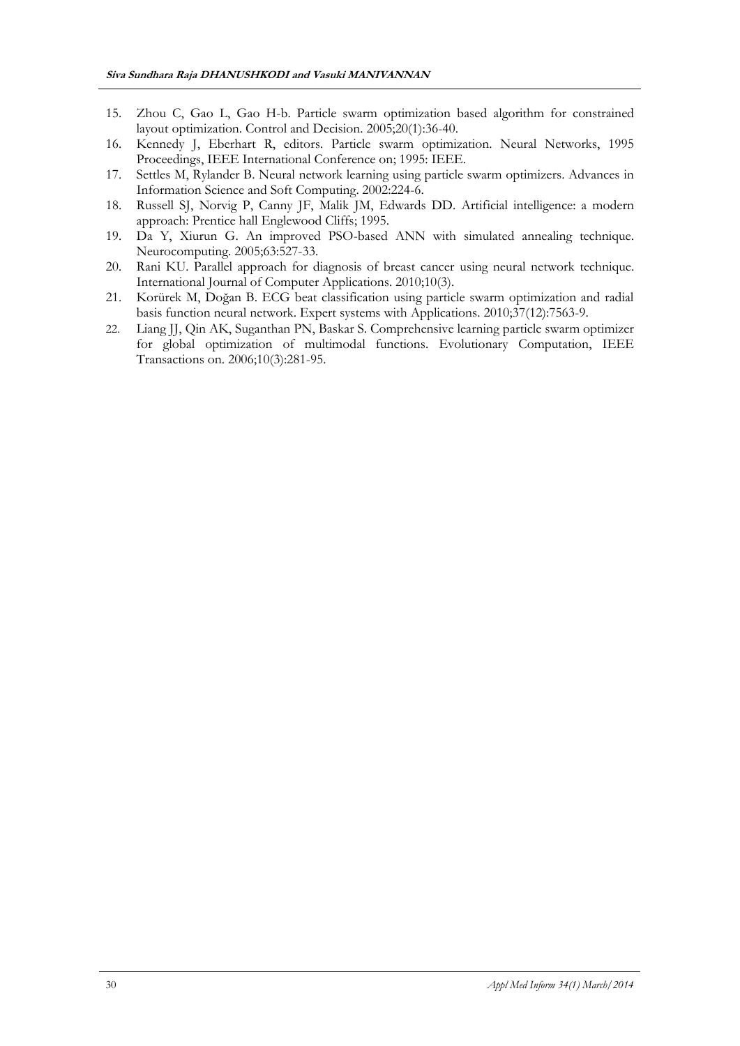15. Zhou C, Gao L, Gao H-b. Particle swarm optimization based algorithm for constrained layout optimization. Control and Decision. 2005;20(1):36-40.
16. Kennedy J, Eberhart R, editors. Particle swarm optimization. Neural Networks, 1995 Proceedings, IEEE International Conference on; 1995: IEEE.
17. Settles M, Rylander B. Neural network learning using particle swarm optimizers. Advances in Information Science and Soft Computing. 2002:224-6.
18. Russell SJ, Norvig P, Canny JF, Malik JM, Edwards DD. Artificial intelligence: a modern approach: Prentice hall Englewood Cliffs; 1995.
19. Da Y, Xiurun G. An improved PSO-based ANN with simulated annealing technique. Neurocomputing. 2005;63:527-33.
20. Rani KU. Parallel approach for diagnosis of breast cancer using neural network technique. International Journal of Computer Applications. 2010;10(3).
21. Korürek M, Doğan B. ECG beat classification using particle swarm optimization and radial basis function neural network. Expert systems with Applications. 2010;37(12):7563-9.
22. Liang JJ, Qin AK, Suganthan PN, Baskar S. Comprehensive learning particle swarm optimizer for global optimization of multimodal functions. Evolutionary Computation, IEEE Transactions on. 2006;10(3):281-95.